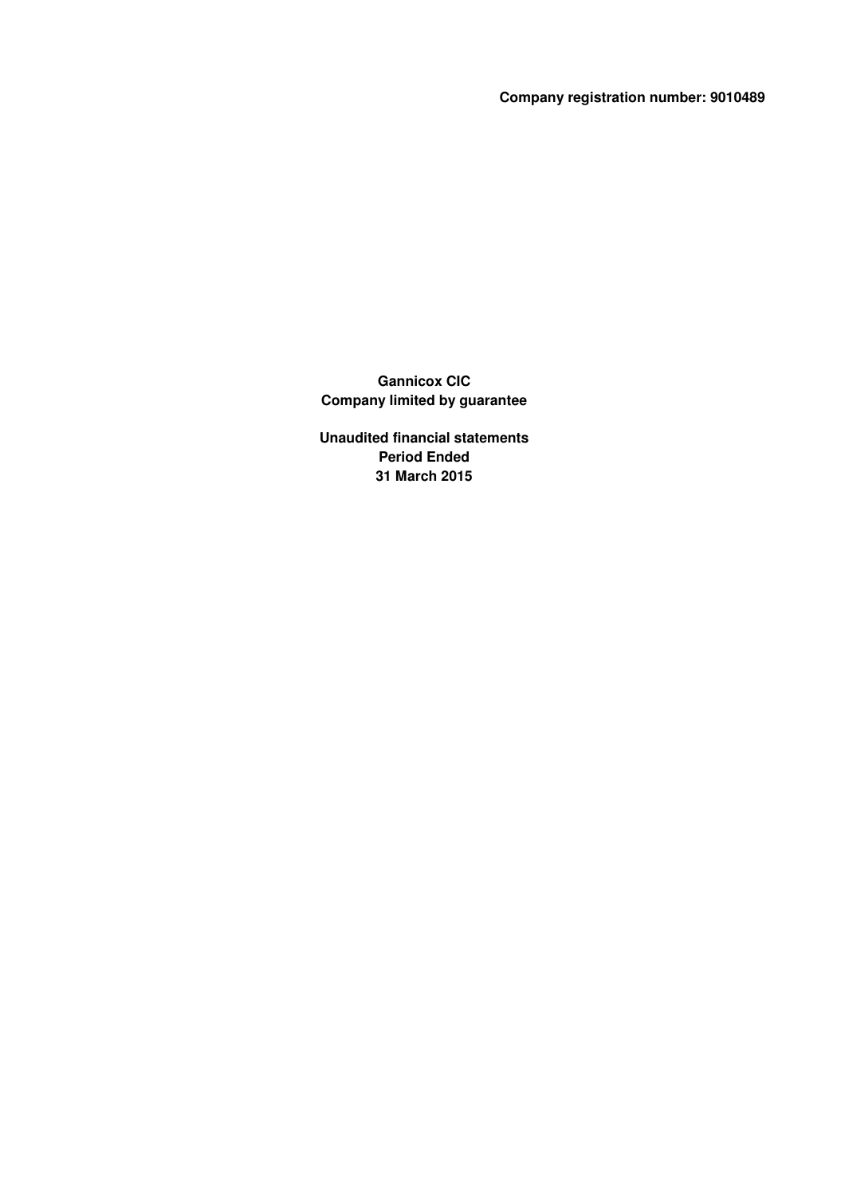**Company registration number: 9010489**

# Gannicox CIC
## Company limited by guarantee

**Unaudited financial statements**
**Period Ended**
**31 March 2015**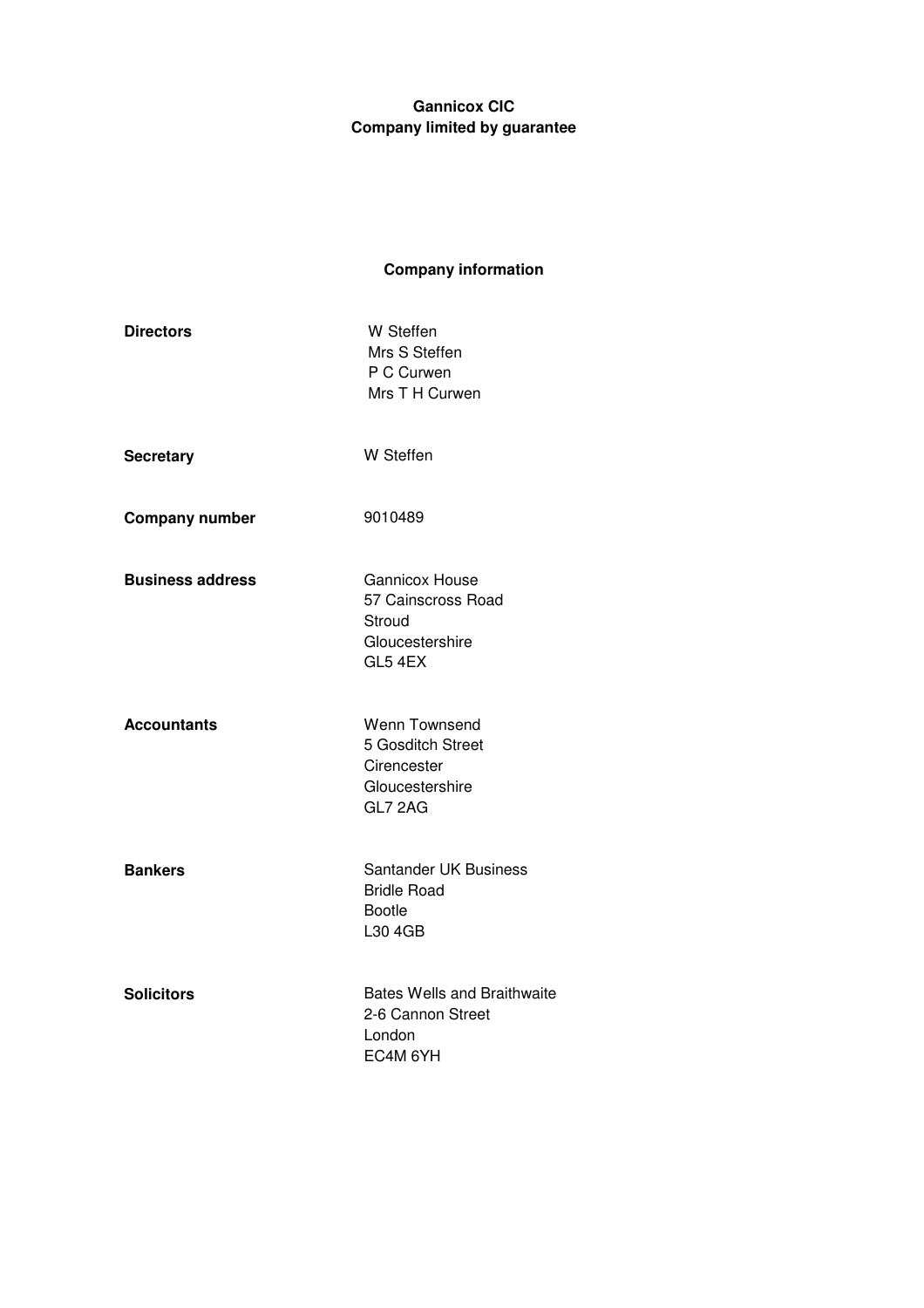**Gannicox CIC**
**Company limited by guarantee**

## Company information

| | |
|---|---|
| **Directors** | W Steffen<br>Mrs S Steffen<br>P C Curwen<br>Mrs T H Curwen |
| **Secretary** | W Steffen |
| **Company number** | 9010489 |
| **Business address** | Gannicox House<br>57 Cainscross Road<br>Stroud<br>Gloucestershire<br>GL5 4EX |
| **Accountants** | Wenn Townsend<br>5 Gosditch Street<br>Cirencester<br>Gloucestershire<br>GL7 2AG |
| **Bankers** | Santander UK Business<br>Bridle Road<br>Bootle<br>L30 4GB |
| **Solicitors** | Bates Wells and Braithwaite<br>2-6 Cannon Street<br>London<br>EC4M 6YH |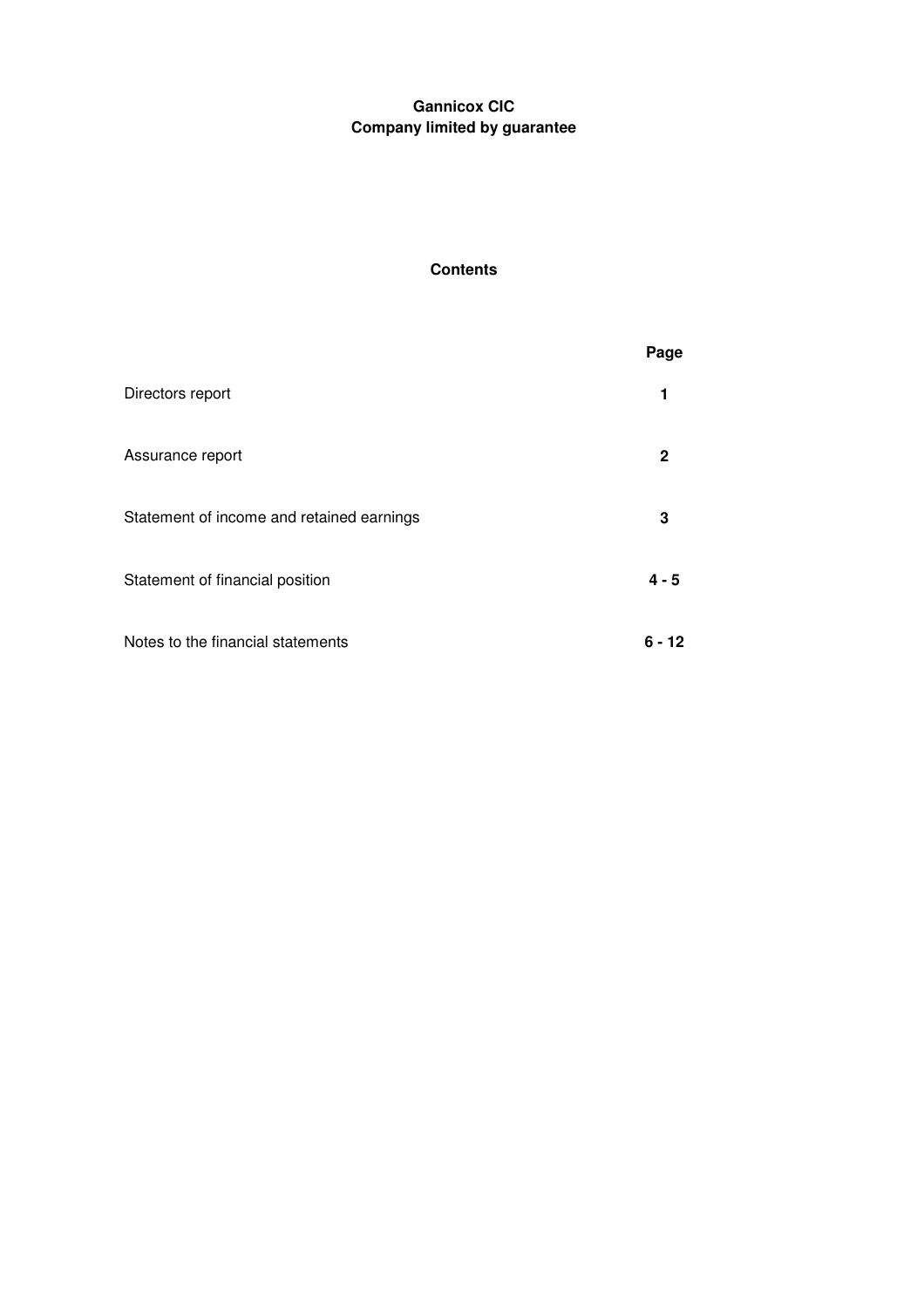**Gannicox CIC**
**Company limited by guarantee**

## Contents

| | Page |
|---|---|
| Directors report | **1** |
| Assurance report | **2** |
| Statement of income and retained earnings | **3** |
| Statement of financial position | **4 - 5** |
| Notes to the financial statements | **6 - 12** |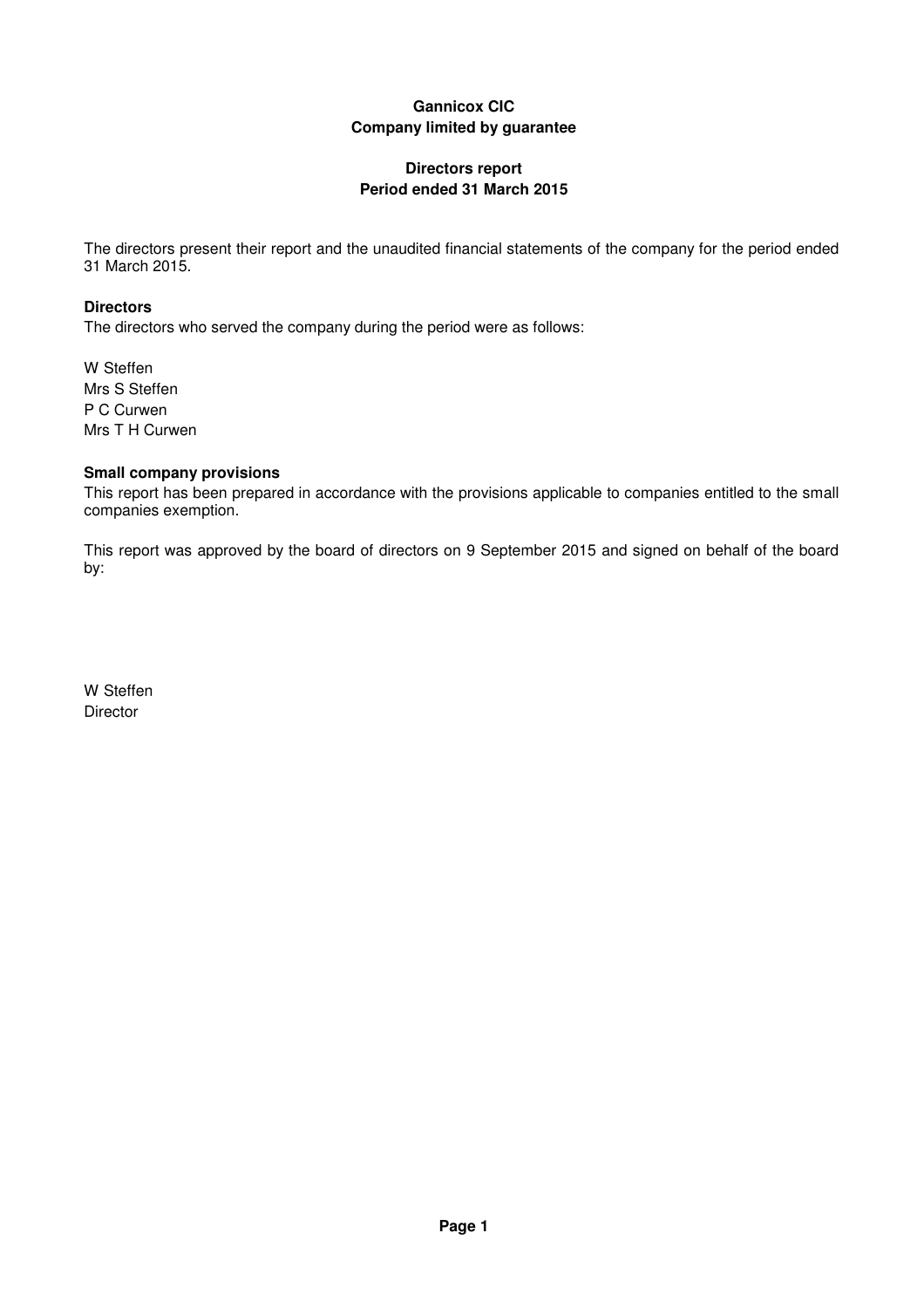# Gannicox CIC
## Company limited by guarantee

## Directors report
## Period ended 31 March 2015

The directors present their report and the unaudited financial statements of the company for the period ended 31 March 2015.

**Directors**

The directors who served the company during the period were as follows:

W Steffen
Mrs S Steffen
P C Curwen
Mrs T H Curwen

**Small company provisions**

This report has been prepared in accordance with the provisions applicable to companies entitled to the small companies exemption.

This report was approved by the board of directors on 9 September 2015 and signed on behalf of the board by:

W Steffen
Director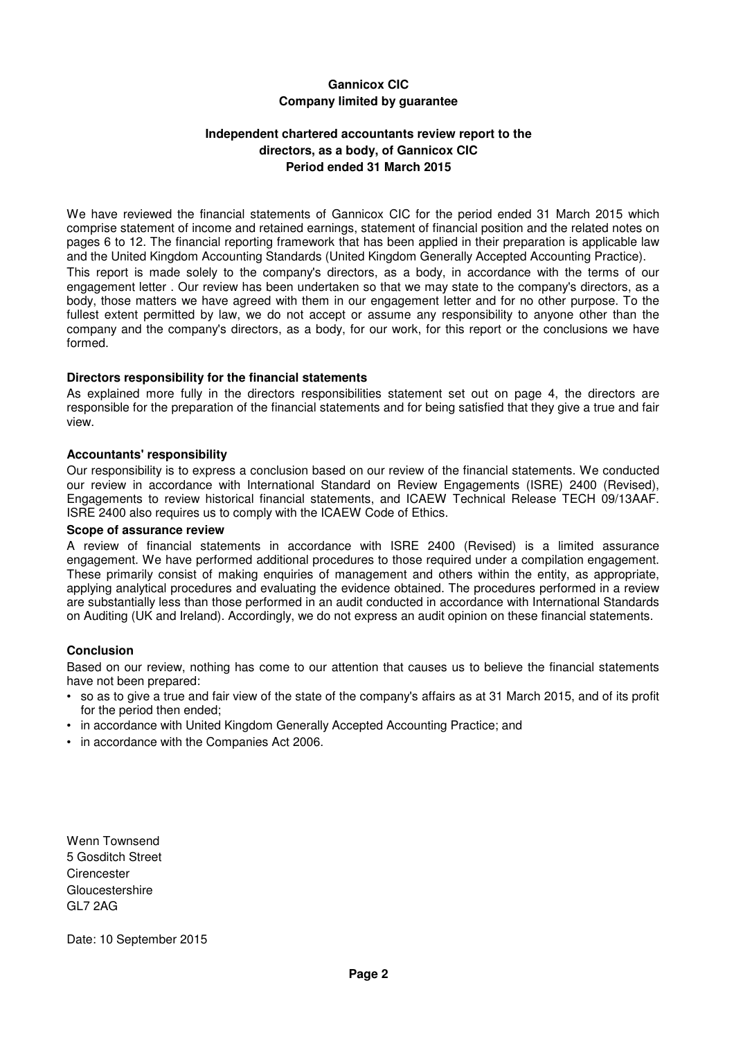**Gannicox CIC**
**Company limited by guarantee**

**Independent chartered accountants review report to the directors, as a body, of Gannicox CIC**
**Period ended 31 March 2015**

We have reviewed the financial statements of Gannicox CIC for the period ended 31 March 2015 which comprise statement of income and retained earnings, statement of financial position and the related notes on pages 6 to 12. The financial reporting framework that has been applied in their preparation is applicable law and the United Kingdom Accounting Standards (United Kingdom Generally Accepted Accounting Practice).

This report is made solely to the company's directors, as a body, in accordance with the terms of our engagement letter . Our review has been undertaken so that we may state to the company's directors, as a body, those matters we have agreed with them in our engagement letter and for no other purpose. To the fullest extent permitted by law, we do not accept or assume any responsibility to anyone other than the company and the company's directors, as a body, for our work, for this report or the conclusions we have formed.

**Directors responsibility for the financial statements**

As explained more fully in the directors responsibilities statement set out on page 4, the directors are responsible for the preparation of the financial statements and for being satisfied that they give a true and fair view.

**Accountants' responsibility**

Our responsibility is to express a conclusion based on our review of the financial statements. We conducted our review in accordance with International Standard on Review Engagements (ISRE) 2400 (Revised), Engagements to review historical financial statements, and ICAEW Technical Release TECH 09/13AAF. ISRE 2400 also requires us to comply with the ICAEW Code of Ethics.

**Scope of assurance review**

A review of financial statements in accordance with ISRE 2400 (Revised) is a limited assurance engagement. We have performed additional procedures to those required under a compilation engagement. These primarily consist of making enquiries of management and others within the entity, as appropriate, applying analytical procedures and evaluating the evidence obtained. The procedures performed in a review are substantially less than those performed in an audit conducted in accordance with International Standards on Auditing (UK and Ireland). Accordingly, we do not express an audit opinion on these financial statements.

**Conclusion**

Based on our review, nothing has come to our attention that causes us to believe the financial statements have not been prepared:

- so as to give a true and fair view of the state of the company's affairs as at 31 March 2015, and of its profit for the period then ended;
- in accordance with United Kingdom Generally Accepted Accounting Practice; and
- in accordance with the Companies Act 2006.

Wenn Townsend
5 Gosditch Street
Cirencester
Gloucestershire
GL7 2AG

Date: 10 September 2015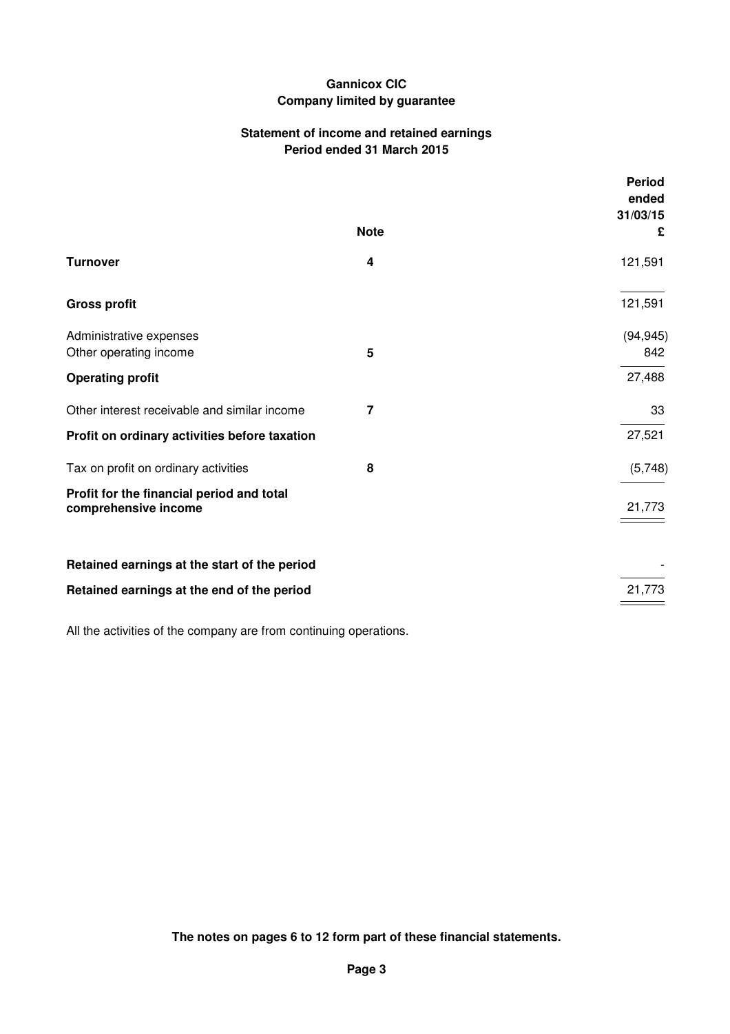**Gannicox CIC**
**Company limited by guarantee**

**Statement of income and retained earnings**
**Period ended 31 March 2015**

| | Note | Period ended 31/03/15 £ |
|---|---|---|
| **Turnover** | 4 | 121,591 |
| **Gross profit** | | 121,591 |
| Administrative expenses | | (94,945) |
| Other operating income | 5 | 842 |
| **Operating profit** | | 27,488 |
| Other interest receivable and similar income | 7 | 33 |
| **Profit on ordinary activities before taxation** | | 27,521 |
| Tax on profit on ordinary activities | 8 | (5,748) |
| **Profit for the financial period and total comprehensive income** | | 21,773 |
| **Retained earnings at the start of the period** | | - |
| **Retained earnings at the end of the period** | | 21,773 |

All the activities of the company are from continuing operations.

**The notes on pages 6 to 12 form part of these financial statements.**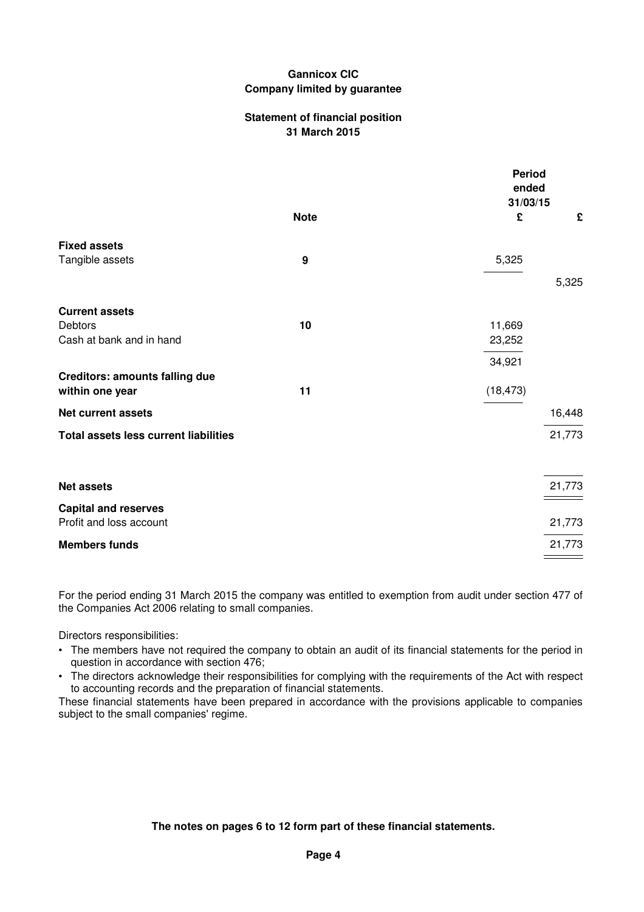**Gannicox CIC**
**Company limited by guarantee**

**Statement of financial position**
**31 March 2015**

| | Note | Period ended 31/03/15 £ | £ |
|---|---|---|---|
| **Fixed assets** | | | |
| Tangible assets | 9 | 5,325 | |
| | | | 5,325 |
| **Current assets** | | | |
| Debtors | 10 | 11,669 | |
| Cash at bank and in hand | | 23,252 | |
| | | 34,921 | |
| **Creditors: amounts falling due within one year** | 11 | (18,473) | |
| **Net current assets** | | | 16,448 |
| **Total assets less current liabilities** | | | 21,773 |
| **Net assets** | | | 21,773 |
| **Capital and reserves** | | | |
| Profit and loss account | | | 21,773 |
| **Members funds** | | | 21,773 |

For the period ending 31 March 2015 the company was entitled to exemption from audit under section 477 of the Companies Act 2006 relating to small companies.

Directors responsibilities:

- The members have not required the company to obtain an audit of its financial statements for the period in question in accordance with section 476;
- The directors acknowledge their responsibilities for complying with the requirements of the Act with respect to accounting records and the preparation of financial statements.

These financial statements have been prepared in accordance with the provisions applicable to companies subject to the small companies' regime.

**The notes on pages 6 to 12 form part of these financial statements.**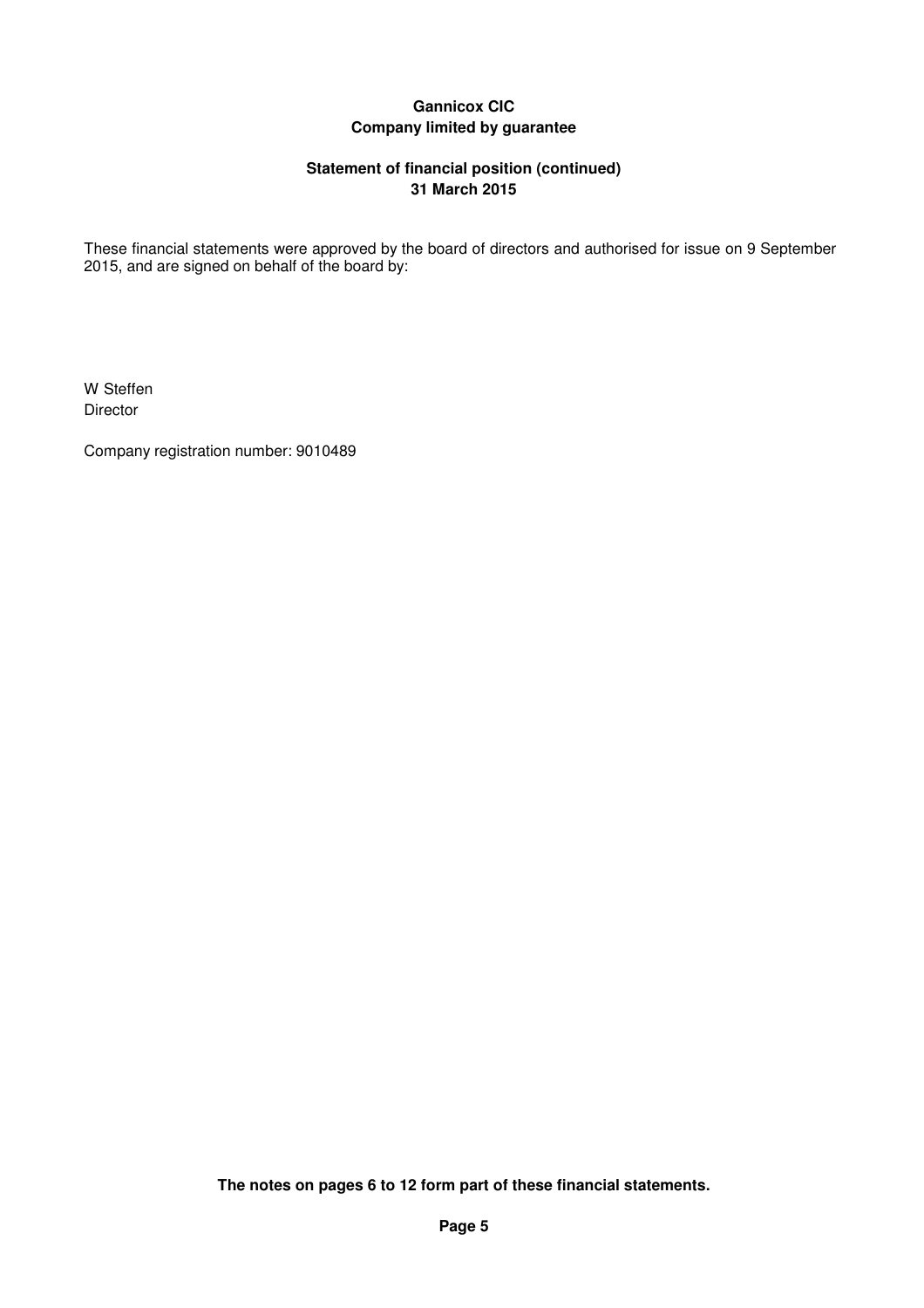**Gannicox CIC**
**Company limited by guarantee**

**Statement of financial position (continued)**
**31 March 2015**

These financial statements were approved by the board of directors and authorised for issue on 9 September 2015, and are signed on behalf of the board by:

W Steffen
Director

Company registration number: 9010489

**The notes on pages 6 to 12 form part of these financial statements.**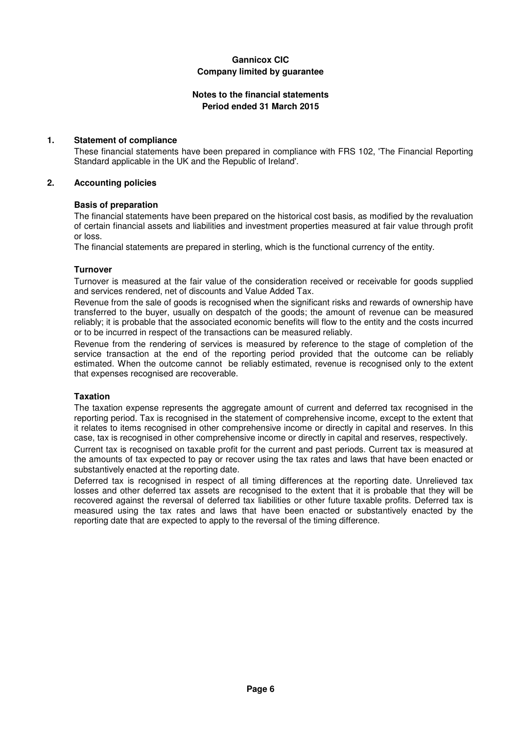**Gannicox CIC**
**Company limited by guarantee**

**Notes to the financial statements**
**Period ended 31 March 2015**

## 1. Statement of compliance

These financial statements have been prepared in compliance with FRS 102, 'The Financial Reporting Standard applicable in the UK and the Republic of Ireland'.

## 2. Accounting policies

### Basis of preparation

The financial statements have been prepared on the historical cost basis, as modified by the revaluation of certain financial assets and liabilities and investment properties measured at fair value through profit or loss.

The financial statements are prepared in sterling, which is the functional currency of the entity.

### Turnover

Turnover is measured at the fair value of the consideration received or receivable for goods supplied and services rendered, net of discounts and Value Added Tax.

Revenue from the sale of goods is recognised when the significant risks and rewards of ownership have transferred to the buyer, usually on despatch of the goods; the amount of revenue can be measured reliably; it is probable that the associated economic benefits will flow to the entity and the costs incurred or to be incurred in respect of the transactions can be measured reliably.

Revenue from the rendering of services is measured by reference to the stage of completion of the service transaction at the end of the reporting period provided that the outcome can be reliably estimated. When the outcome cannot be reliably estimated, revenue is recognised only to the extent that expenses recognised are recoverable.

### Taxation

The taxation expense represents the aggregate amount of current and deferred tax recognised in the reporting period. Tax is recognised in the statement of comprehensive income, except to the extent that it relates to items recognised in other comprehensive income or directly in capital and reserves. In this case, tax is recognised in other comprehensive income or directly in capital and reserves, respectively.

Current tax is recognised on taxable profit for the current and past periods. Current tax is measured at the amounts of tax expected to pay or recover using the tax rates and laws that have been enacted or substantively enacted at the reporting date.

Deferred tax is recognised in respect of all timing differences at the reporting date. Unrelieved tax losses and other deferred tax assets are recognised to the extent that it is probable that they will be recovered against the reversal of deferred tax liabilities or other future taxable profits. Deferred tax is measured using the tax rates and laws that have been enacted or substantively enacted by the reporting date that are expected to apply to the reversal of the timing difference.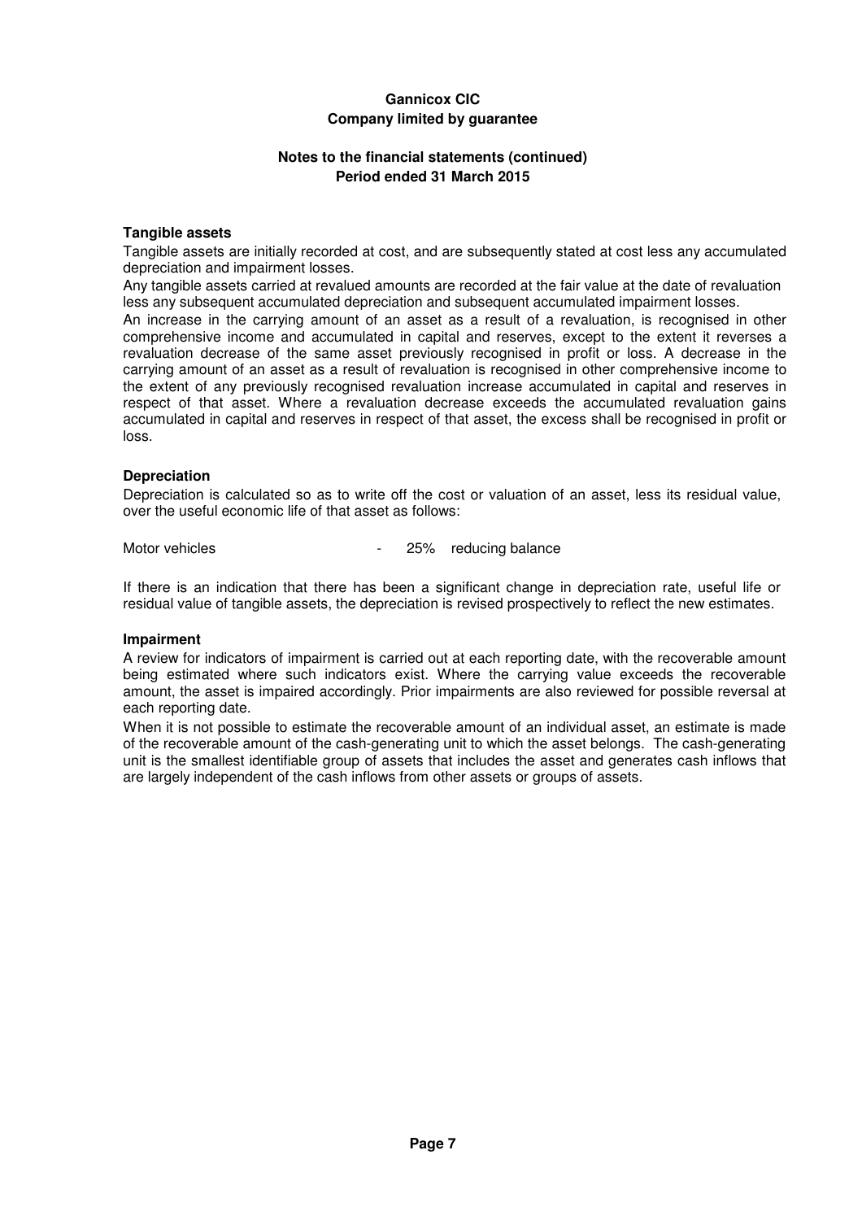**Gannicox CIC**
**Company limited by guarantee**

**Notes to the financial statements (continued)**
**Period ended 31 March 2015**

### Tangible assets

Tangible assets are initially recorded at cost, and are subsequently stated at cost less any accumulated depreciation and impairment losses.

Any tangible assets carried at revalued amounts are recorded at the fair value at the date of revaluation less any subsequent accumulated depreciation and subsequent accumulated impairment losses.

An increase in the carrying amount of an asset as a result of a revaluation, is recognised in other comprehensive income and accumulated in capital and reserves, except to the extent it reverses a revaluation decrease of the same asset previously recognised in profit or loss. A decrease in the carrying amount of an asset as a result of revaluation is recognised in other comprehensive income to the extent of any previously recognised revaluation increase accumulated in capital and reserves in respect of that asset. Where a revaluation decrease exceeds the accumulated revaluation gains accumulated in capital and reserves in respect of that asset, the excess shall be recognised in profit or loss.

### Depreciation

Depreciation is calculated so as to write off the cost or valuation of an asset, less its residual value, over the useful economic life of that asset as follows:

Motor vehicles - 25% reducing balance

If there is an indication that there has been a significant change in depreciation rate, useful life or residual value of tangible assets, the depreciation is revised prospectively to reflect the new estimates.

### Impairment

A review for indicators of impairment is carried out at each reporting date, with the recoverable amount being estimated where such indicators exist. Where the carrying value exceeds the recoverable amount, the asset is impaired accordingly. Prior impairments are also reviewed for possible reversal at each reporting date.

When it is not possible to estimate the recoverable amount of an individual asset, an estimate is made of the recoverable amount of the cash-generating unit to which the asset belongs. The cash-generating unit is the smallest identifiable group of assets that includes the asset and generates cash inflows that are largely independent of the cash inflows from other assets or groups of assets.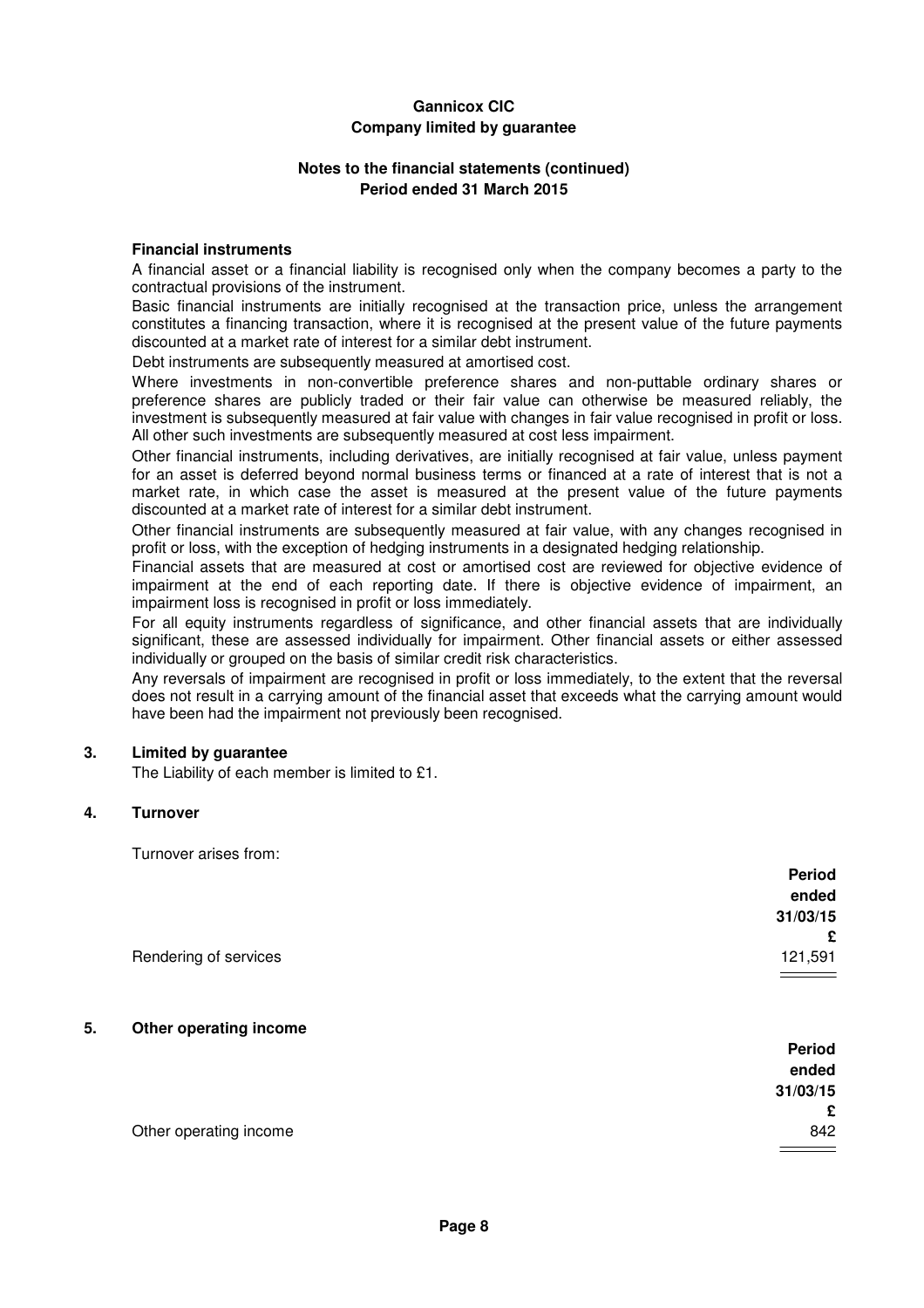Gannicox CIC
Company limited by guarantee

Notes to the financial statements (continued)
Period ended 31 March 2015

**Financial instruments**

A financial asset or a financial liability is recognised only when the company becomes a party to the contractual provisions of the instrument.

Basic financial instruments are initially recognised at the transaction price, unless the arrangement constitutes a financing transaction, where it is recognised at the present value of the future payments discounted at a market rate of interest for a similar debt instrument.

Debt instruments are subsequently measured at amortised cost.

Where investments in non-convertible preference shares and non-puttable ordinary shares or preference shares are publicly traded or their fair value can otherwise be measured reliably, the investment is subsequently measured at fair value with changes in fair value recognised in profit or loss. All other such investments are subsequently measured at cost less impairment.

Other financial instruments, including derivatives, are initially recognised at fair value, unless payment for an asset is deferred beyond normal business terms or financed at a rate of interest that is not a market rate, in which case the asset is measured at the present value of the future payments discounted at a market rate of interest for a similar debt instrument.

Other financial instruments are subsequently measured at fair value, with any changes recognised in profit or loss, with the exception of hedging instruments in a designated hedging relationship.

Financial assets that are measured at cost or amortised cost are reviewed for objective evidence of impairment at the end of each reporting date. If there is objective evidence of impairment, an impairment loss is recognised in profit or loss immediately.

For all equity instruments regardless of significance, and other financial assets that are individually significant, these are assessed individually for impairment. Other financial assets or either assessed individually or grouped on the basis of similar credit risk characteristics.

Any reversals of impairment are recognised in profit or loss immediately, to the extent that the reversal does not result in a carrying amount of the financial asset that exceeds what the carrying amount would have been had the impairment not previously been recognised.

## 3. Limited by guarantee

The Liability of each member is limited to £1.

## 4. Turnover

Turnover arises from:

| | Period ended 31/03/15 £ |
|---|---|
| Rendering of services | 121,591 |

## 5. Other operating income

| | Period ended 31/03/15 £ |
|---|---|
| Other operating income | 842 |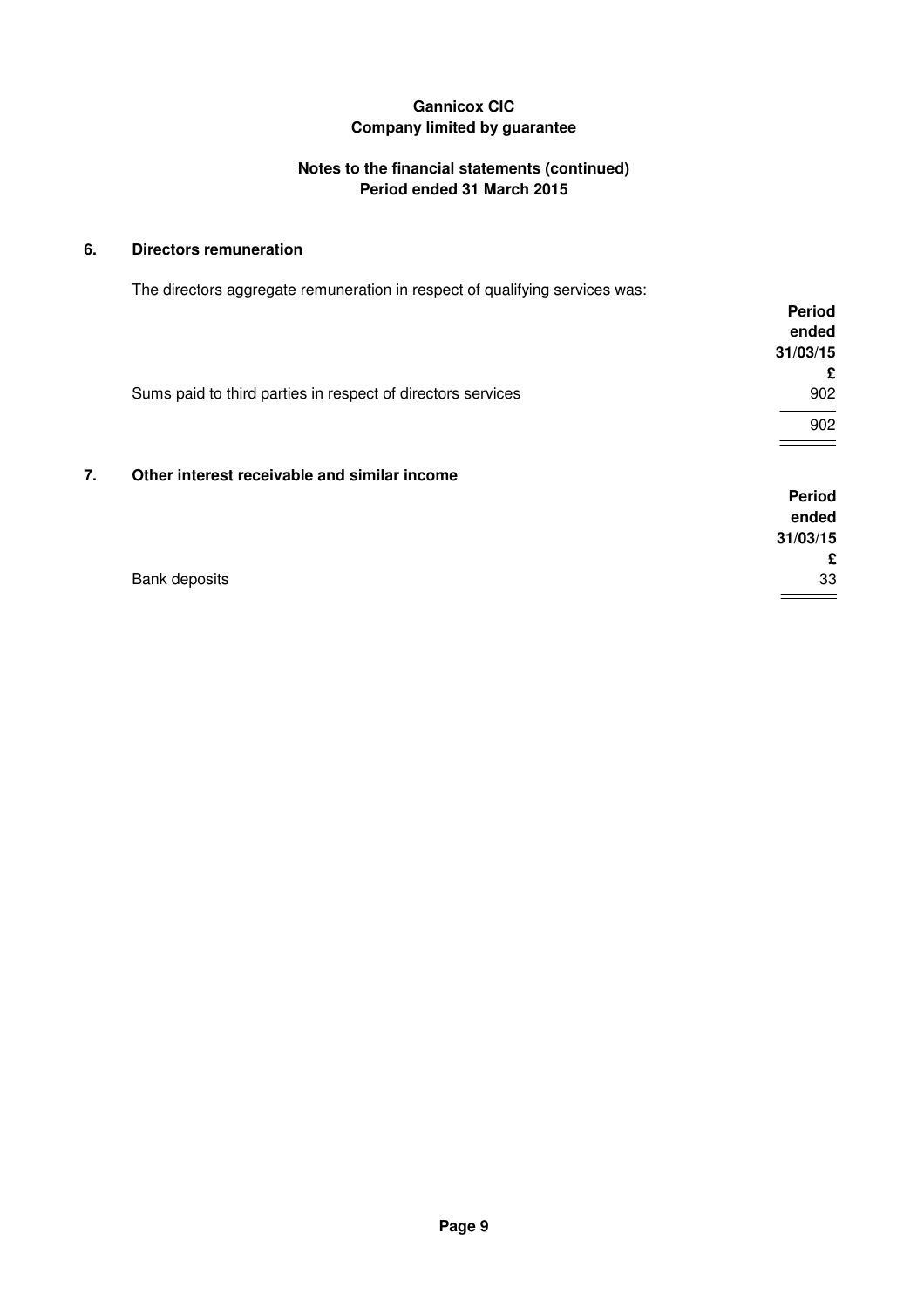**Gannicox CIC**
**Company limited by guarantee**

**Notes to the financial statements (continued)**
**Period ended 31 March 2015**

## 6. Directors remuneration

The directors aggregate remuneration in respect of qualifying services was:

| | Period ended 31/03/15 £ |
|---|---|
| Sums paid to third parties in respect of directors services | 902 |
| | 902 |

## 7. Other interest receivable and similar income

| | Period ended 31/03/15 £ |
|---|---|
| Bank deposits | 33 |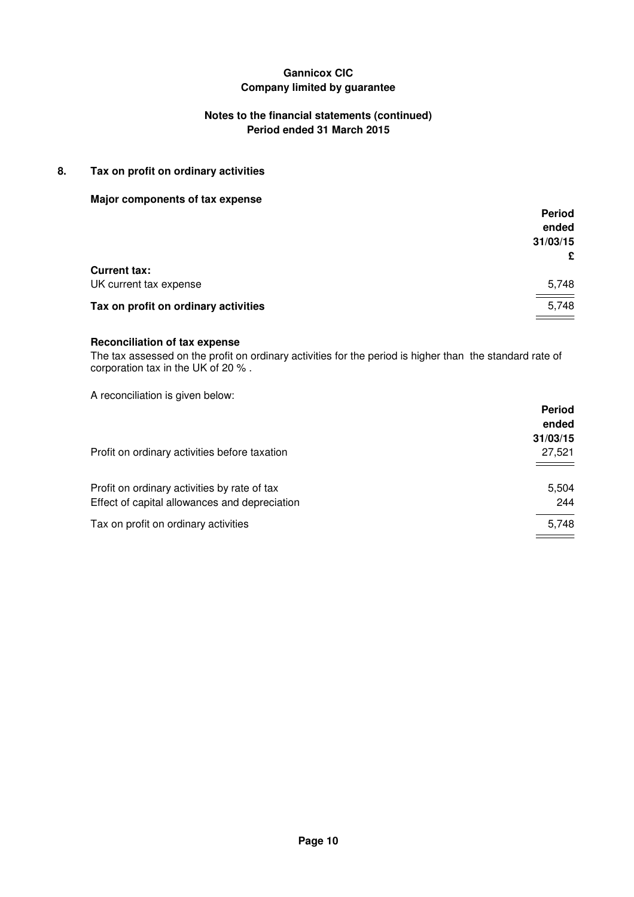**Gannicox CIC**
**Company limited by guarantee**

**Notes to the financial statements (continued)**
**Period ended 31 March 2015**

## 8. Tax on profit on ordinary activities

### Major components of tax expense

| | Period ended 31/03/15 £ |
|---|---|
| **Current tax:** | |
| UK current tax expense | 5,748 |
| **Tax on profit on ordinary activities** | 5,748 |

### Reconciliation of tax expense

The tax assessed on the profit on ordinary activities for the period is higher than the standard rate of corporation tax in the UK of 20 % .

A reconciliation is given below:

| | Period ended 31/03/15 |
|---|---|
| Profit on ordinary activities before taxation | 27,521 |
| Profit on ordinary activities by rate of tax | 5,504 |
| Effect of capital allowances and depreciation | 244 |
| Tax on profit on ordinary activities | 5,748 |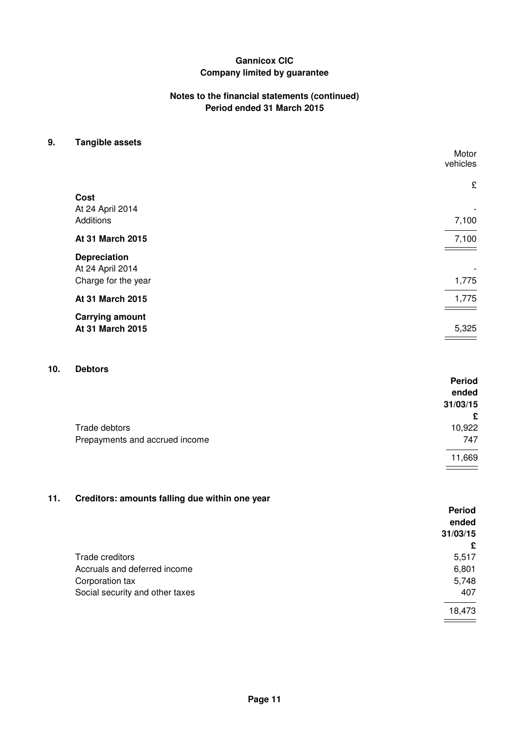**Gannicox CIC**
**Company limited by guarantee**

**Notes to the financial statements (continued)**
**Period ended 31 March 2015**

## 9. Tangible assets

| | Motor vehicles |
|---|---|
| | £ |
| **Cost** | |
| At 24 April 2014 | - |
| Additions | 7,100 |
| **At 31 March 2015** | 7,100 |
| **Depreciation** | |
| At 24 April 2014 | - |
| Charge for the year | 1,775 |
| **At 31 March 2015** | 1,775 |
| **Carrying amount** | |
| **At 31 March 2015** | 5,325 |

## 10. Debtors

| | **Period ended 31/03/15** |
|---|---|
| | **£** |
| Trade debtors | 10,922 |
| Prepayments and accrued income | 747 |
| | 11,669 |

## 11. Creditors: amounts falling due within one year

| | **Period ended 31/03/15** |
|---|---|
| | **£** |
| Trade creditors | 5,517 |
| Accruals and deferred income | 6,801 |
| Corporation tax | 5,748 |
| Social security and other taxes | 407 |
| | 18,473 |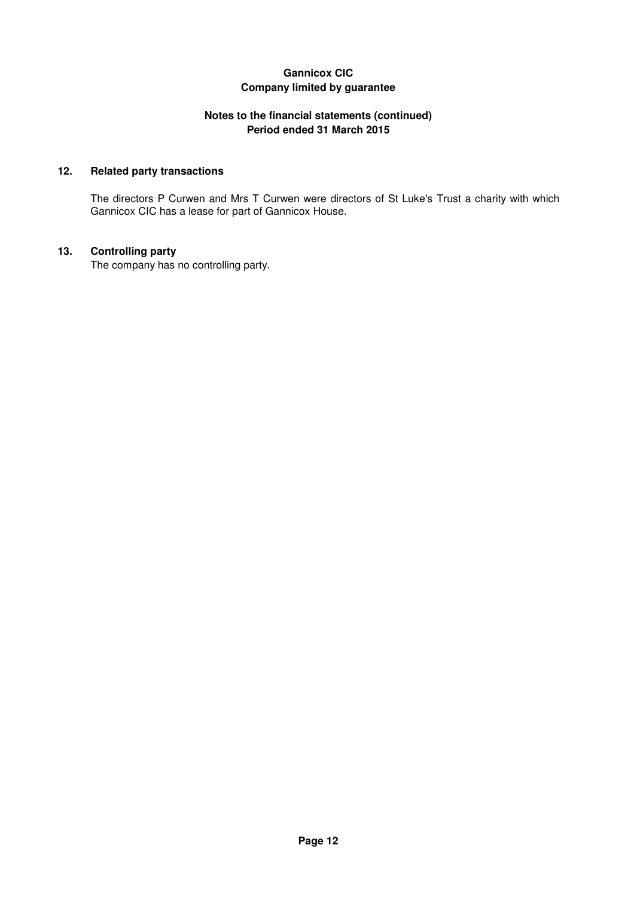**Gannicox CIC**
**Company limited by guarantee**

**Notes to the financial statements (continued)**
**Period ended 31 March 2015**

## 12. Related party transactions

The directors P Curwen and Mrs T Curwen were directors of St Luke's Trust a charity with which Gannicox CIC has a lease for part of Gannicox House.

## 13. Controlling party

The company has no controlling party.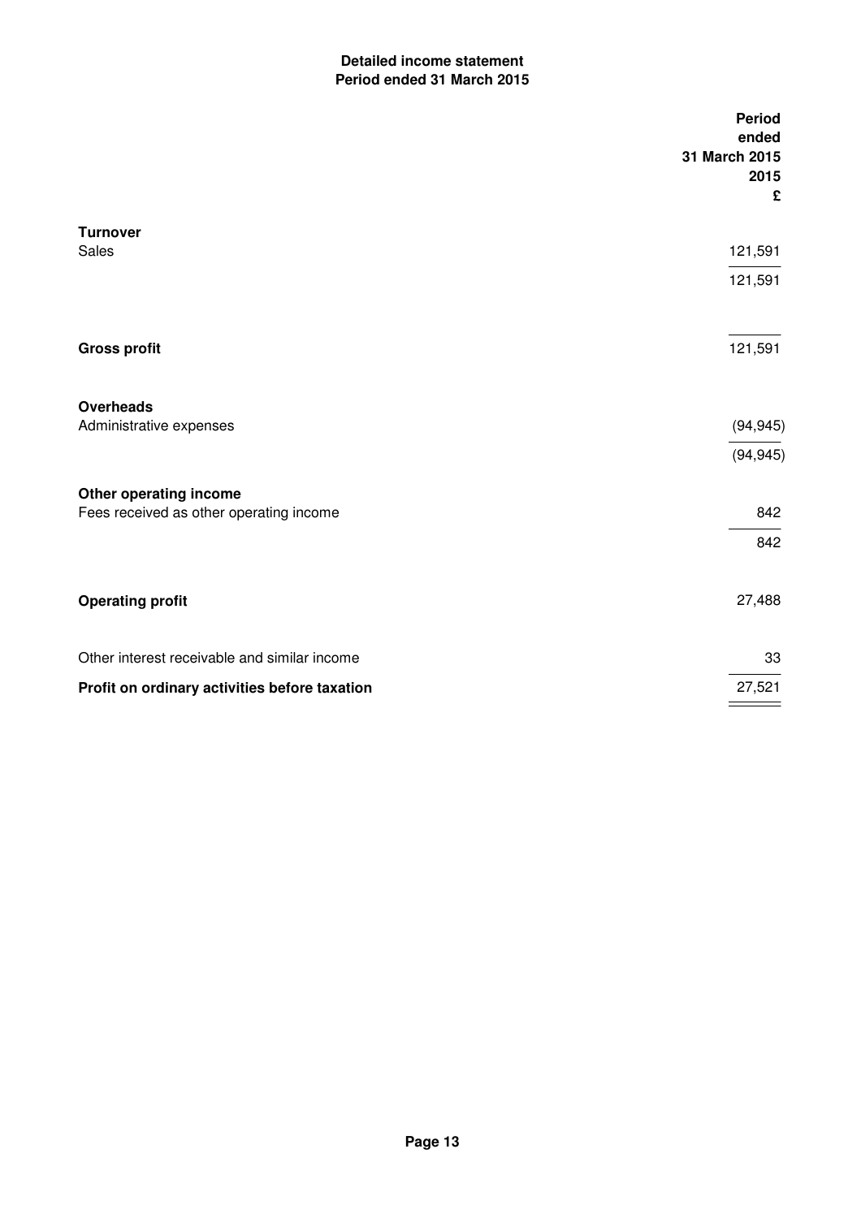**Detailed income statement**
**Period ended 31 March 2015**

| | Period ended 31 March 2015 2015 £ |
|---|---|
| **Turnover** | |
| Sales | 121,591 |
| | 121,591 |
| **Gross profit** | 121,591 |
| **Overheads** | |
| Administrative expenses | (94,945) |
| | (94,945) |
| **Other operating income** | |
| Fees received as other operating income | 842 |
| | 842 |
| **Operating profit** | 27,488 |
| Other interest receivable and similar income | 33 |
| **Profit on ordinary activities before taxation** | 27,521 |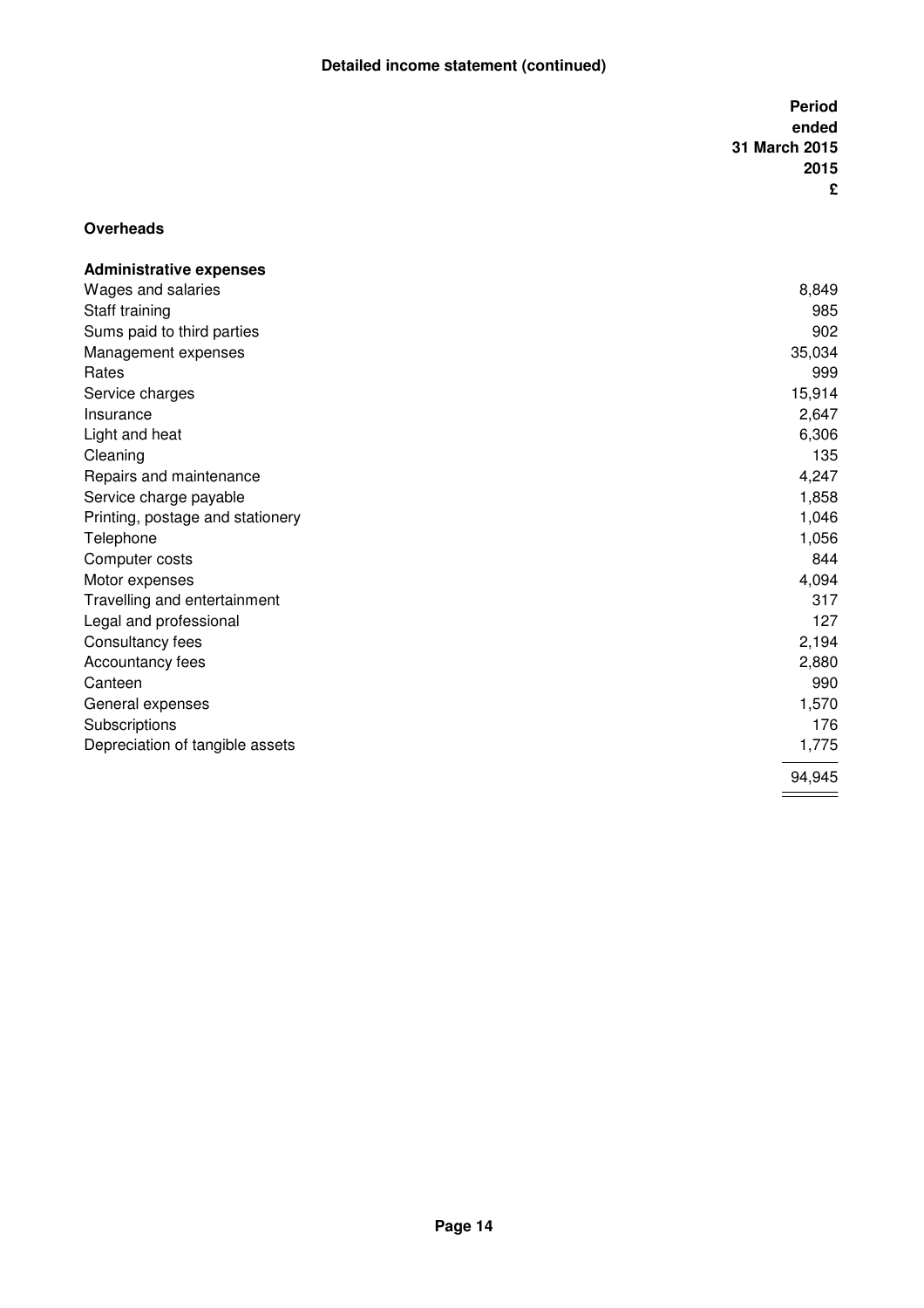## Detailed income statement (continued)

| | Period ended 31 March 2015 |
|---|---|
| | 2015 |
| | £ |
| **Overheads** | |
| **Administrative expenses** | |
| Wages and salaries | 8,849 |
| Staff training | 985 |
| Sums paid to third parties | 902 |
| Management expenses | 35,034 |
| Rates | 999 |
| Service charges | 15,914 |
| Insurance | 2,647 |
| Light and heat | 6,306 |
| Cleaning | 135 |
| Repairs and maintenance | 4,247 |
| Service charge payable | 1,858 |
| Printing, postage and stationery | 1,046 |
| Telephone | 1,056 |
| Computer costs | 844 |
| Motor expenses | 4,094 |
| Travelling and entertainment | 317 |
| Legal and professional | 127 |
| Consultancy fees | 2,194 |
| Accountancy fees | 2,880 |
| Canteen | 990 |
| General expenses | 1,570 |
| Subscriptions | 176 |
| Depreciation of tangible assets | 1,775 |
| | 94,945 |